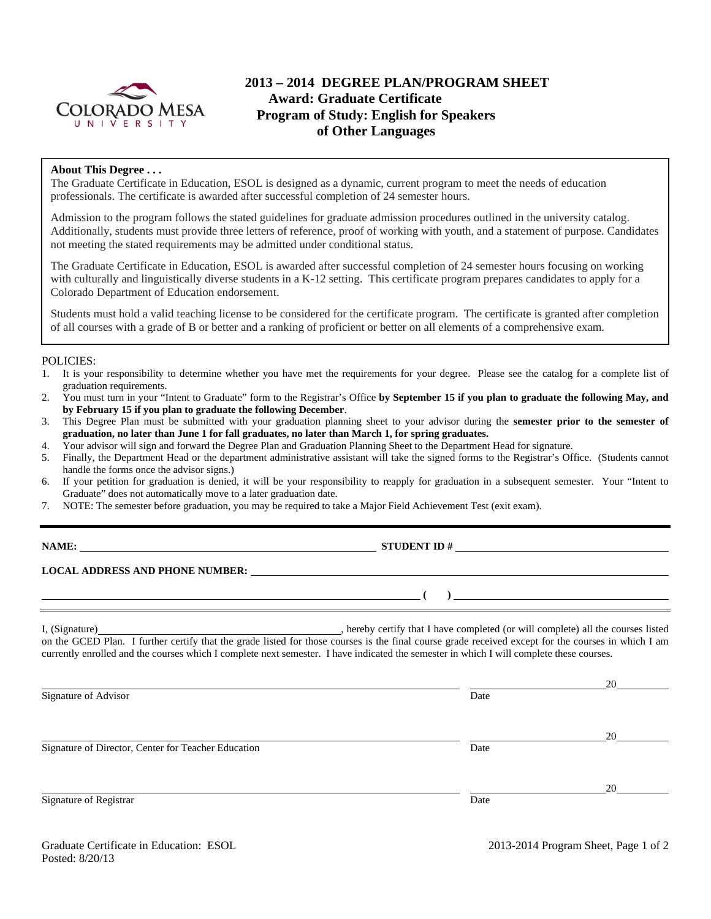# 2013 – 2014 DEGREE PLAN/PROGRAM SHEET

## Award: Graduate Certificate

## Program of Study: English for Speakers of Other Languages

**About This Degree . . .**

The Graduate Certificate in Education, ESOL is designed as a dynamic, current program to meet the needs of education professionals. The certificate is awarded after successful completion of 24 semester hours.

Admission to the program follows the stated guidelines for graduate admission procedures outlined in the university catalog. Additionally, students must provide three letters of reference, proof of working with youth, and a statement of purpose. Candidates not meeting the stated requirements may be admitted under conditional status.

The Graduate Certificate in Education, ESOL is awarded after successful completion of 24 semester hours focusing on working with culturally and linguistically diverse students in a K-12 setting. This certificate program prepares candidates to apply for a Colorado Department of Education endorsement.

Students must hold a valid teaching license to be considered for the certificate program. The certificate is granted after completion of all courses with a grade of B or better and a ranking of proficient or better on all elements of a comprehensive exam.

POLICIES:

1. It is your responsibility to determine whether you have met the requirements for your degree. Please see the catalog for a complete list of graduation requirements.
2. You must turn in your "Intent to Graduate" form to the Registrar's Office **by September 15 if you plan to graduate the following May, and by February 15 if you plan to graduate the following December**.
3. This Degree Plan must be submitted with your graduation planning sheet to your advisor during the **semester prior to the semester of graduation, no later than June 1 for fall graduates, no later than March 1, for spring graduates.**
4. Your advisor will sign and forward the Degree Plan and Graduation Planning Sheet to the Department Head for signature.
5. Finally, the Department Head or the department administrative assistant will take the signed forms to the Registrar's Office. (Students cannot handle the forms once the advisor signs.)
6. If your petition for graduation is denied, it will be your responsibility to reapply for graduation in a subsequent semester. Your "Intent to Graduate" does not automatically move to a later graduation date.
7. NOTE: The semester before graduation, you may be required to take a Major Field Achievement Test (exit exam).

---

**NAME:** \_\_\_\_\_\_\_\_\_\_\_\_\_\_\_\_\_\_\_\_ **STUDENT ID #** \_\_\_\_\_\_\_\_\_\_\_\_\_\_\_\_\_\_\_\_

**LOCAL ADDRESS AND PHONE NUMBER:** \_\_\_\_\_\_\_\_\_\_\_\_\_\_\_\_\_\_\_\_

\_\_\_\_\_\_\_\_\_\_\_\_\_\_\_\_\_\_\_\_ **( )** \_\_\_\_\_\_\_\_\_\_\_\_\_\_\_\_\_\_\_\_

I, (Signature)\_\_\_\_\_\_\_\_\_\_\_\_\_\_\_\_\_\_\_\_, hereby certify that I have completed (or will complete) all the courses listed on the GCED Plan. I further certify that the grade listed for those courses is the final course grade received except for the courses in which I am currently enrolled and the courses which I complete next semester. I have indicated the semester in which I will complete these courses.

\_\_\_\_\_\_\_\_\_\_\_\_\_\_\_\_\_\_\_\_ \_\_\_\_\_\_\_\_\_\_20\_\_\_\_\_

Signature of Advisor Date

\_\_\_\_\_\_\_\_\_\_\_\_\_\_\_\_\_\_\_\_ \_\_\_\_\_\_\_\_\_\_20\_\_\_\_\_

Signature of Director, Center for Teacher Education Date

\_\_\_\_\_\_\_\_\_\_\_\_\_\_\_\_\_\_\_\_ \_\_\_\_\_\_\_\_\_\_20\_\_\_\_\_

Signature of Registrar Date

Graduate Certificate in Education: ESOL
Posted: 8/20/13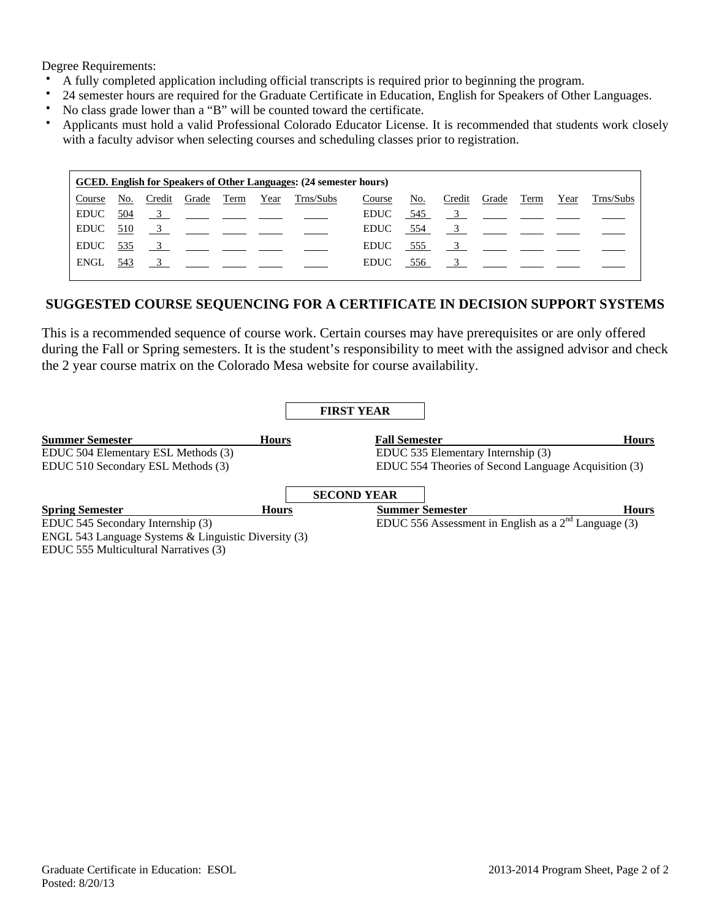Degree Requirements:

- A fully completed application including official transcripts is required prior to beginning the program.
- 24 semester hours are required for the Graduate Certificate in Education, English for Speakers of Other Languages.
- No class grade lower than a "B" will be counted toward the certificate.
- Applicants must hold a valid Professional Colorado Educator License. It is recommended that students work closely with a faculty advisor when selecting courses and scheduling classes prior to registration.

**GCED. English for Speakers of Other Languages: (24 semester hours)**

| Course | No. | Credit | Grade | Term | Year | Trns/Subs | Course | No. | Credit | Grade | Term | Year | Trns/Subs |
|---|---|---|---|---|---|---|---|---|---|---|---|---|---|
| EDUC | 504 | 3 | | | | | EDUC | 545 | 3 | | | | |
| EDUC | 510 | 3 | | | | | EDUC | 554 | 3 | | | | |
| EDUC | 535 | 3 | | | | | EDUC | 555 | 3 | | | | |
| ENGL | 543 | 3 | | | | | EDUC | 556 | 3 | | | | |

## SUGGESTED COURSE SEQUENCING FOR A CERTIFICATE IN DECISION SUPPORT SYSTEMS

This is a recommended sequence of course work. Certain courses may have prerequisites or are only offered during the Fall or Spring semesters. It is the student's responsibility to meet with the assigned advisor and check the 2 year course matrix on the Colorado Mesa website for course availability.

### FIRST YEAR

**Summer Semester** — **Hours**

EDUC 504 Elementary ESL Methods (3)
EDUC 510 Secondary ESL Methods (3)

**Fall Semester** — **Hours**

EDUC 535 Elementary Internship (3)
EDUC 554 Theories of Second Language Acquisition (3)

### SECOND YEAR

**Spring Semester** — **Hours**

EDUC 545 Secondary Internship (3)
ENGL 543 Language Systems & Linguistic Diversity (3)
EDUC 555 Multicultural Narratives (3)

**Summer Semester** — **Hours**

EDUC 556 Assessment in English as a 2nd Language (3)

Graduate Certificate in Education: ESOL
Posted: 8/20/13